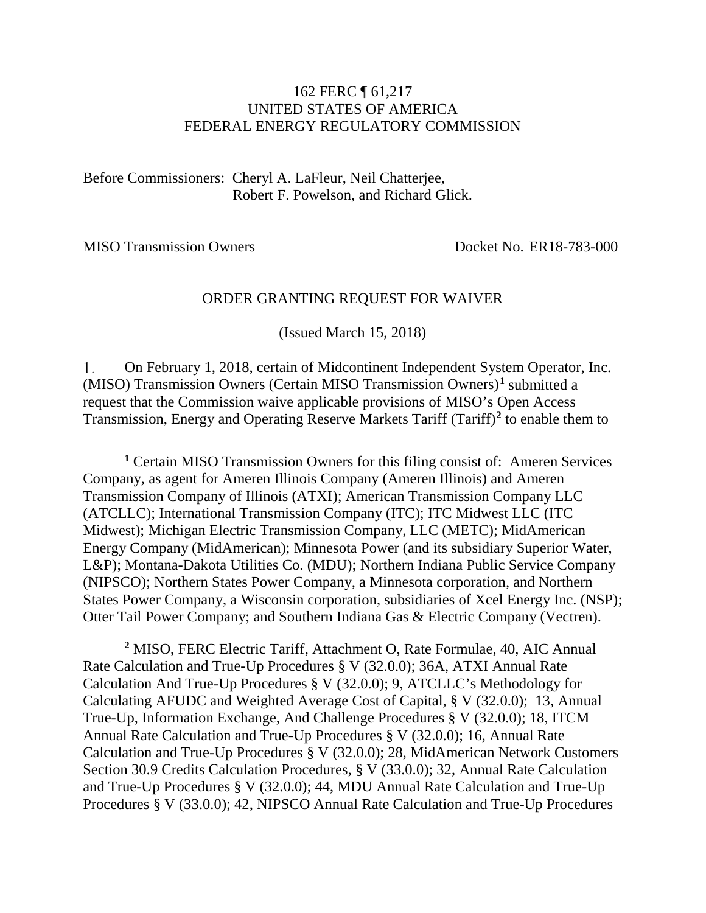162 FERC ¶ 61,217
UNITED STATES OF AMERICA
FEDERAL ENERGY REGULATORY COMMISSION

Before Commissioners: Cheryl A. LaFleur, Neil Chatterjee,
Robert F. Powelson, and Richard Glick.

MISO Transmission Owners Docket No. ER18-783-000

ORDER GRANTING REQUEST FOR WAIVER

(Issued March 15, 2018)

1. On February 1, 2018, certain of Midcontinent Independent System Operator, Inc. (MISO) Transmission Owners (Certain MISO Transmission Owners)[1] submitted a request that the Commission waive applicable provisions of MISO's Open Access Transmission, Energy and Operating Reserve Markets Tariff (Tariff)[2] to enable them to

---

[1] Certain MISO Transmission Owners for this filing consist of: Ameren Services Company, as agent for Ameren Illinois Company (Ameren Illinois) and Ameren Transmission Company of Illinois (ATXI); American Transmission Company LLC (ATCLLC); International Transmission Company (ITC); ITC Midwest LLC (ITC Midwest); Michigan Electric Transmission Company, LLC (METC); MidAmerican Energy Company (MidAmerican); Minnesota Power (and its subsidiary Superior Water, L&P); Montana-Dakota Utilities Co. (MDU); Northern Indiana Public Service Company (NIPSCO); Northern States Power Company, a Minnesota corporation, and Northern States Power Company, a Wisconsin corporation, subsidiaries of Xcel Energy Inc. (NSP); Otter Tail Power Company; and Southern Indiana Gas & Electric Company (Vectren).

[2] MISO, FERC Electric Tariff, Attachment O, Rate Formulae, 40, AIC Annual Rate Calculation and True-Up Procedures § V (32.0.0); 36A, ATXI Annual Rate Calculation And True-Up Procedures § V (32.0.0); 9, ATCLLC's Methodology for Calculating AFUDC and Weighted Average Cost of Capital, § V (32.0.0); 13, Annual True-Up, Information Exchange, And Challenge Procedures § V (32.0.0); 18, ITCM Annual Rate Calculation and True-Up Procedures § V (32.0.0); 16, Annual Rate Calculation and True-Up Procedures § V (32.0.0); 28, MidAmerican Network Customers Section 30.9 Credits Calculation Procedures, § V (33.0.0); 32, Annual Rate Calculation and True-Up Procedures § V (32.0.0); 44, MDU Annual Rate Calculation and True-Up Procedures § V (33.0.0); 42, NIPSCO Annual Rate Calculation and True-Up Procedures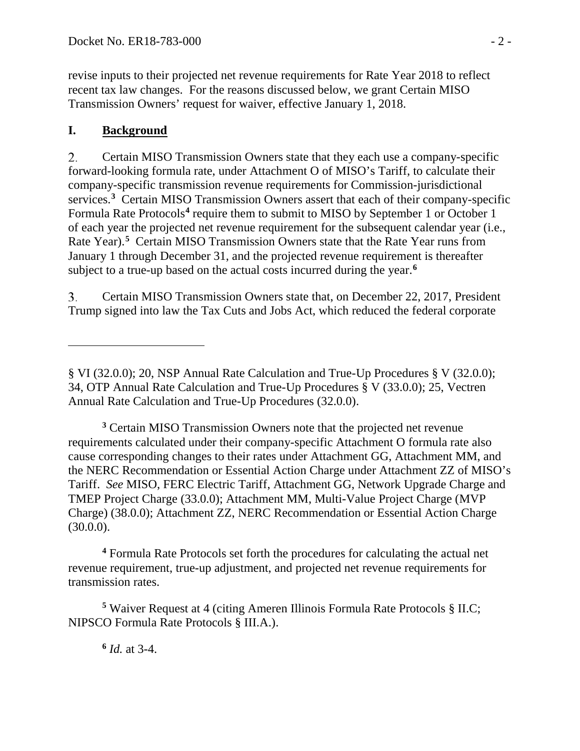revise inputs to their projected net revenue requirements for Rate Year 2018 to reflect recent tax law changes. For the reasons discussed below, we grant Certain MISO Transmission Owners' request for waiver, effective January 1, 2018.

## I. Background

2. Certain MISO Transmission Owners state that they each use a company-specific forward-looking formula rate, under Attachment O of MISO's Tariff, to calculate their company-specific transmission revenue requirements for Commission-jurisdictional services.[3] Certain MISO Transmission Owners assert that each of their company-specific Formula Rate Protocols[4] require them to submit to MISO by September 1 or October 1 of each year the projected net revenue requirement for the subsequent calendar year (i.e., Rate Year).[5] Certain MISO Transmission Owners state that the Rate Year runs from January 1 through December 31, and the projected revenue requirement is thereafter subject to a true-up based on the actual costs incurred during the year.[6]

3. Certain MISO Transmission Owners state that, on December 22, 2017, President Trump signed into law the Tax Cuts and Jobs Act, which reduced the federal corporate

---

§ VI (32.0.0); 20, NSP Annual Rate Calculation and True-Up Procedures § V (32.0.0); 34, OTP Annual Rate Calculation and True-Up Procedures § V (33.0.0); 25, Vectren Annual Rate Calculation and True-Up Procedures (32.0.0).

[3] Certain MISO Transmission Owners note that the projected net revenue requirements calculated under their company-specific Attachment O formula rate also cause corresponding changes to their rates under Attachment GG, Attachment MM, and the NERC Recommendation or Essential Action Charge under Attachment ZZ of MISO's Tariff. *See* MISO, FERC Electric Tariff, Attachment GG, Network Upgrade Charge and TMEP Project Charge (33.0.0); Attachment MM, Multi-Value Project Charge (MVP Charge) (38.0.0); Attachment ZZ, NERC Recommendation or Essential Action Charge (30.0.0).

[4] Formula Rate Protocols set forth the procedures for calculating the actual net revenue requirement, true-up adjustment, and projected net revenue requirements for transmission rates.

[5] Waiver Request at 4 (citing Ameren Illinois Formula Rate Protocols § II.C; NIPSCO Formula Rate Protocols § III.A.).

[6] *Id.* at 3-4.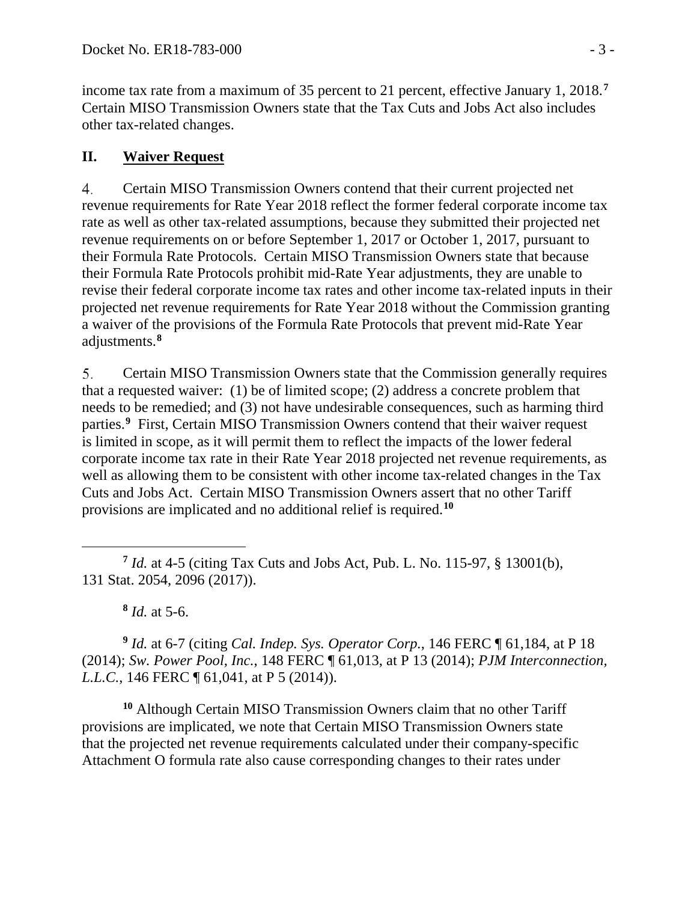income tax rate from a maximum of 35 percent to 21 percent, effective January 1, 2018.[7] Certain MISO Transmission Owners state that the Tax Cuts and Jobs Act also includes other tax-related changes.

## II. Waiver Request

4. Certain MISO Transmission Owners contend that their current projected net revenue requirements for Rate Year 2018 reflect the former federal corporate income tax rate as well as other tax-related assumptions, because they submitted their projected net revenue requirements on or before September 1, 2017 or October 1, 2017, pursuant to their Formula Rate Protocols. Certain MISO Transmission Owners state that because their Formula Rate Protocols prohibit mid-Rate Year adjustments, they are unable to revise their federal corporate income tax rates and other income tax-related inputs in their projected net revenue requirements for Rate Year 2018 without the Commission granting a waiver of the provisions of the Formula Rate Protocols that prevent mid-Rate Year adjustments.[8]

5. Certain MISO Transmission Owners state that the Commission generally requires that a requested waiver: (1) be of limited scope; (2) address a concrete problem that needs to be remedied; and (3) not have undesirable consequences, such as harming third parties.[9] First, Certain MISO Transmission Owners contend that their waiver request is limited in scope, as it will permit them to reflect the impacts of the lower federal corporate income tax rate in their Rate Year 2018 projected net revenue requirements, as well as allowing them to be consistent with other income tax-related changes in the Tax Cuts and Jobs Act. Certain MISO Transmission Owners assert that no other Tariff provisions are implicated and no additional relief is required.[10]

---

[7] *Id.* at 4-5 (citing Tax Cuts and Jobs Act, Pub. L. No. 115-97, § 13001(b), 131 Stat. 2054, 2096 (2017)).

[8] *Id.* at 5-6.

[9] *Id.* at 6-7 (citing *Cal. Indep. Sys. Operator Corp.*, 146 FERC ¶ 61,184, at P 18 (2014); *Sw. Power Pool, Inc.*, 148 FERC ¶ 61,013, at P 13 (2014); *PJM Interconnection, L.L.C.*, 146 FERC ¶ 61,041, at P 5 (2014)).

[10] Although Certain MISO Transmission Owners claim that no other Tariff provisions are implicated, we note that Certain MISO Transmission Owners state that the projected net revenue requirements calculated under their company-specific Attachment O formula rate also cause corresponding changes to their rates under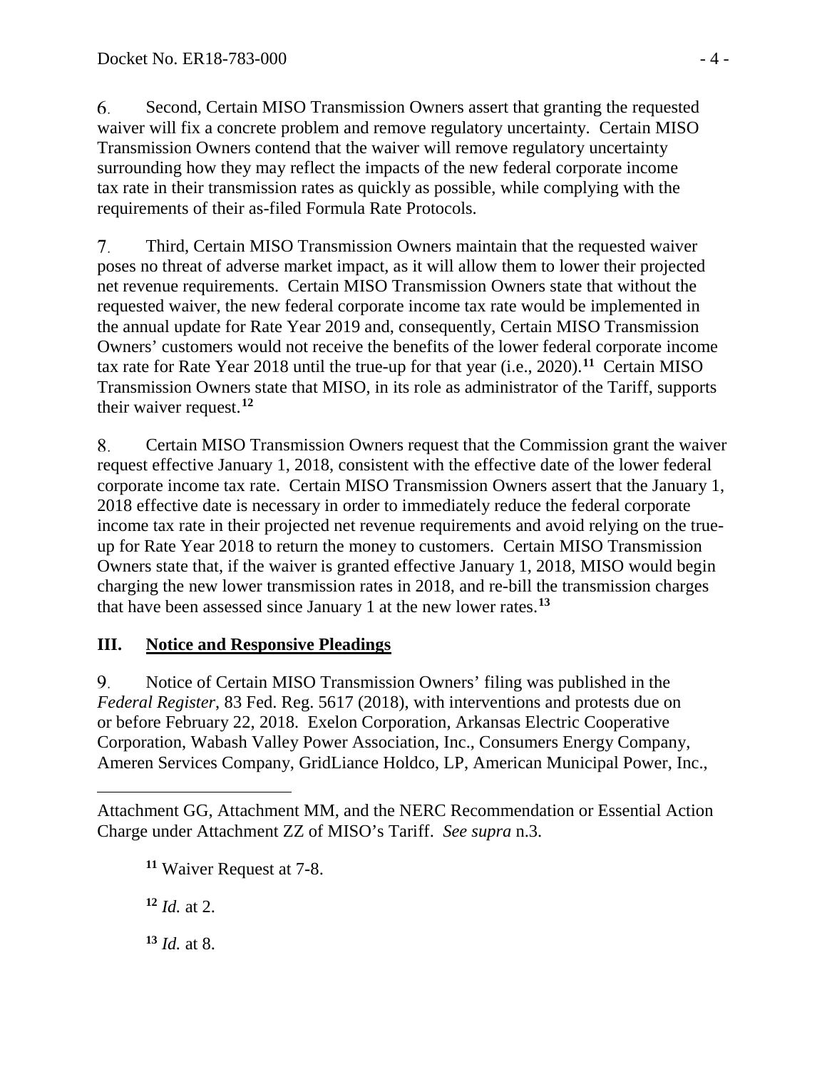6. Second, Certain MISO Transmission Owners assert that granting the requested waiver will fix a concrete problem and remove regulatory uncertainty. Certain MISO Transmission Owners contend that the waiver will remove regulatory uncertainty surrounding how they may reflect the impacts of the new federal corporate income tax rate in their transmission rates as quickly as possible, while complying with the requirements of their as-filed Formula Rate Protocols.

7. Third, Certain MISO Transmission Owners maintain that the requested waiver poses no threat of adverse market impact, as it will allow them to lower their projected net revenue requirements. Certain MISO Transmission Owners state that without the requested waiver, the new federal corporate income tax rate would be implemented in the annual update for Rate Year 2019 and, consequently, Certain MISO Transmission Owners' customers would not receive the benefits of the lower federal corporate income tax rate for Rate Year 2018 until the true-up for that year (i.e., 2020).[11] Certain MISO Transmission Owners state that MISO, in its role as administrator of the Tariff, supports their waiver request.[12]

8. Certain MISO Transmission Owners request that the Commission grant the waiver request effective January 1, 2018, consistent with the effective date of the lower federal corporate income tax rate. Certain MISO Transmission Owners assert that the January 1, 2018 effective date is necessary in order to immediately reduce the federal corporate income tax rate in their projected net revenue requirements and avoid relying on the true-up for Rate Year 2018 to return the money to customers. Certain MISO Transmission Owners state that, if the waiver is granted effective January 1, 2018, MISO would begin charging the new lower transmission rates in 2018, and re-bill the transmission charges that have been assessed since January 1 at the new lower rates.[13]

## III. Notice and Responsive Pleadings

9. Notice of Certain MISO Transmission Owners' filing was published in the *Federal Register*, 83 Fed. Reg. 5617 (2018), with interventions and protests due on or before February 22, 2018. Exelon Corporation, Arkansas Electric Cooperative Corporation, Wabash Valley Power Association, Inc., Consumers Energy Company, Ameren Services Company, GridLiance Holdco, LP, American Municipal Power, Inc.,

---

Attachment GG, Attachment MM, and the NERC Recommendation or Essential Action Charge under Attachment ZZ of MISO's Tariff. *See supra* n.3.

[11] Waiver Request at 7-8.

[12] *Id.* at 2.

[13] *Id.* at 8.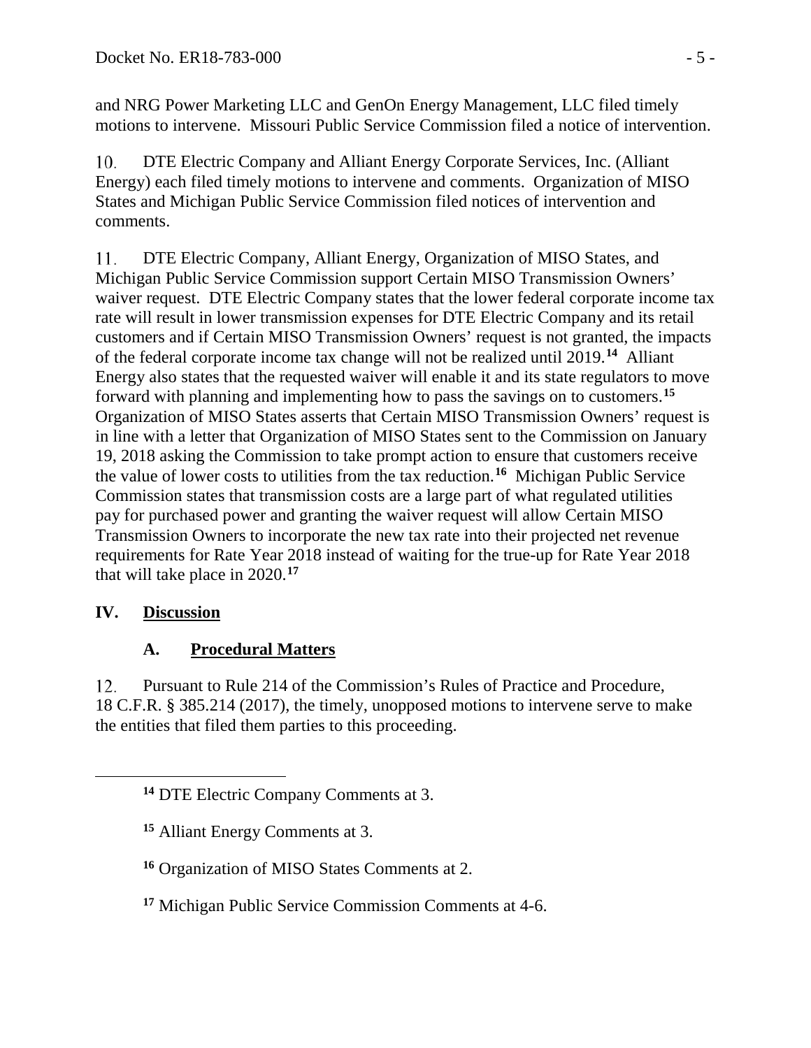and NRG Power Marketing LLC and GenOn Energy Management, LLC filed timely motions to intervene. Missouri Public Service Commission filed a notice of intervention.

10. DTE Electric Company and Alliant Energy Corporate Services, Inc. (Alliant Energy) each filed timely motions to intervene and comments. Organization of MISO States and Michigan Public Service Commission filed notices of intervention and comments.

11. DTE Electric Company, Alliant Energy, Organization of MISO States, and Michigan Public Service Commission support Certain MISO Transmission Owners' waiver request. DTE Electric Company states that the lower federal corporate income tax rate will result in lower transmission expenses for DTE Electric Company and its retail customers and if Certain MISO Transmission Owners' request is not granted, the impacts of the federal corporate income tax change will not be realized until 2019.[14] Alliant Energy also states that the requested waiver will enable it and its state regulators to move forward with planning and implementing how to pass the savings on to customers.[15] Organization of MISO States asserts that Certain MISO Transmission Owners' request is in line with a letter that Organization of MISO States sent to the Commission on January 19, 2018 asking the Commission to take prompt action to ensure that customers receive the value of lower costs to utilities from the tax reduction.[16] Michigan Public Service Commission states that transmission costs are a large part of what regulated utilities pay for purchased power and granting the waiver request will allow Certain MISO Transmission Owners to incorporate the new tax rate into their projected net revenue requirements for Rate Year 2018 instead of waiting for the true-up for Rate Year 2018 that will take place in 2020.[17]

## IV. Discussion

### A. Procedural Matters

12. Pursuant to Rule 214 of the Commission's Rules of Practice and Procedure, 18 C.F.R. § 385.214 (2017), the timely, unopposed motions to intervene serve to make the entities that filed them parties to this proceeding.

---

[14] DTE Electric Company Comments at 3.

[15] Alliant Energy Comments at 3.

[16] Organization of MISO States Comments at 2.

[17] Michigan Public Service Commission Comments at 4-6.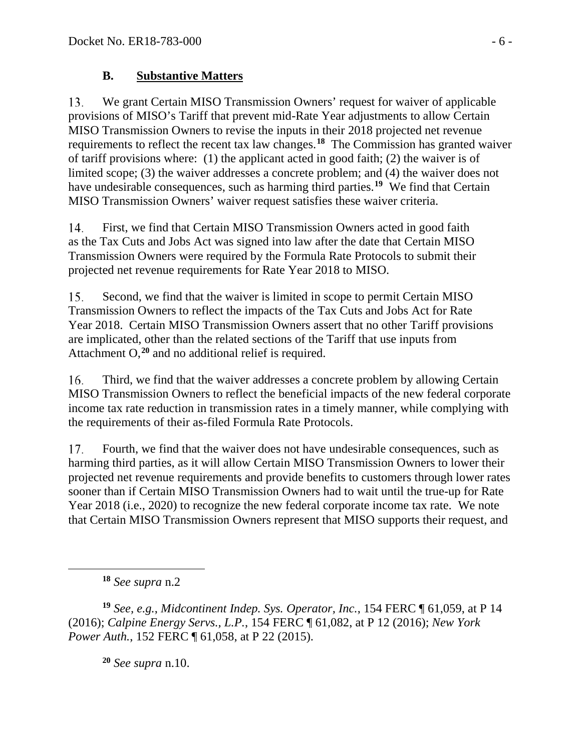### B. **Substantive Matters**

13. We grant Certain MISO Transmission Owners' request for waiver of applicable provisions of MISO's Tariff that prevent mid-Rate Year adjustments to allow Certain MISO Transmission Owners to revise the inputs in their 2018 projected net revenue requirements to reflect the recent tax law changes.[18] The Commission has granted waiver of tariff provisions where: (1) the applicant acted in good faith; (2) the waiver is of limited scope; (3) the waiver addresses a concrete problem; and (4) the waiver does not have undesirable consequences, such as harming third parties.[19] We find that Certain MISO Transmission Owners' waiver request satisfies these waiver criteria.

14. First, we find that Certain MISO Transmission Owners acted in good faith as the Tax Cuts and Jobs Act was signed into law after the date that Certain MISO Transmission Owners were required by the Formula Rate Protocols to submit their projected net revenue requirements for Rate Year 2018 to MISO.

15. Second, we find that the waiver is limited in scope to permit Certain MISO Transmission Owners to reflect the impacts of the Tax Cuts and Jobs Act for Rate Year 2018. Certain MISO Transmission Owners assert that no other Tariff provisions are implicated, other than the related sections of the Tariff that use inputs from Attachment O,[20] and no additional relief is required.

16. Third, we find that the waiver addresses a concrete problem by allowing Certain MISO Transmission Owners to reflect the beneficial impacts of the new federal corporate income tax rate reduction in transmission rates in a timely manner, while complying with the requirements of their as-filed Formula Rate Protocols.

17. Fourth, we find that the waiver does not have undesirable consequences, such as harming third parties, as it will allow Certain MISO Transmission Owners to lower their projected net revenue requirements and provide benefits to customers through lower rates sooner than if Certain MISO Transmission Owners had to wait until the true-up for Rate Year 2018 (i.e., 2020) to recognize the new federal corporate income tax rate. We note that Certain MISO Transmission Owners represent that MISO supports their request, and

---

[18] *See supra* n.2

[19] *See, e.g.*, *Midcontinent Indep. Sys. Operator, Inc.*, 154 FERC ¶ 61,059, at P 14 (2016); *Calpine Energy Servs., L.P.*, 154 FERC ¶ 61,082, at P 12 (2016); *New York Power Auth.*, 152 FERC ¶ 61,058, at P 22 (2015).

[20] *See supra* n.10.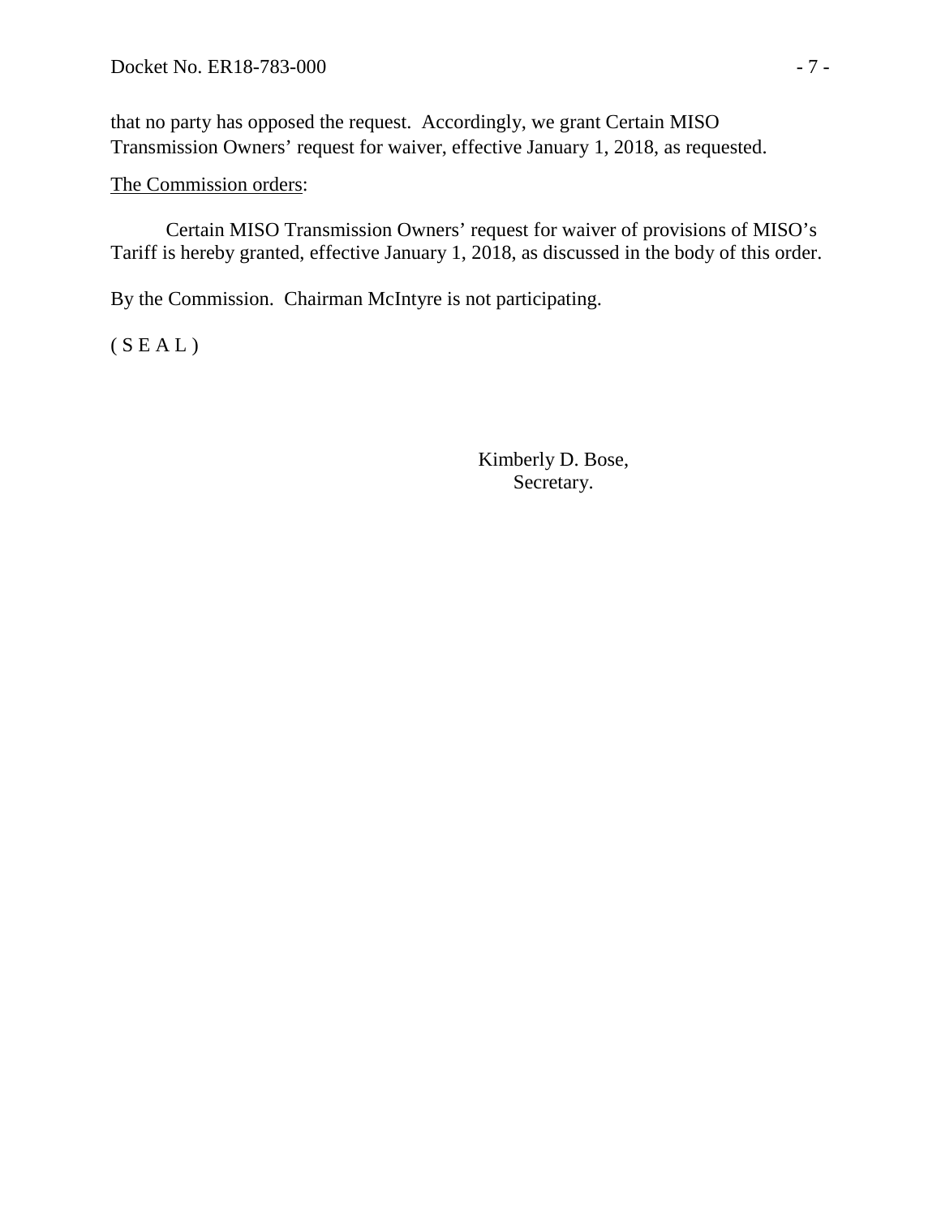that no party has opposed the request. Accordingly, we grant Certain MISO Transmission Owners' request for waiver, effective January 1, 2018, as requested.

The Commission orders:

Certain MISO Transmission Owners' request for waiver of provisions of MISO's Tariff is hereby granted, effective January 1, 2018, as discussed in the body of this order.

By the Commission. Chairman McIntyre is not participating.

( S E A L )

Kimberly D. Bose,
Secretary.